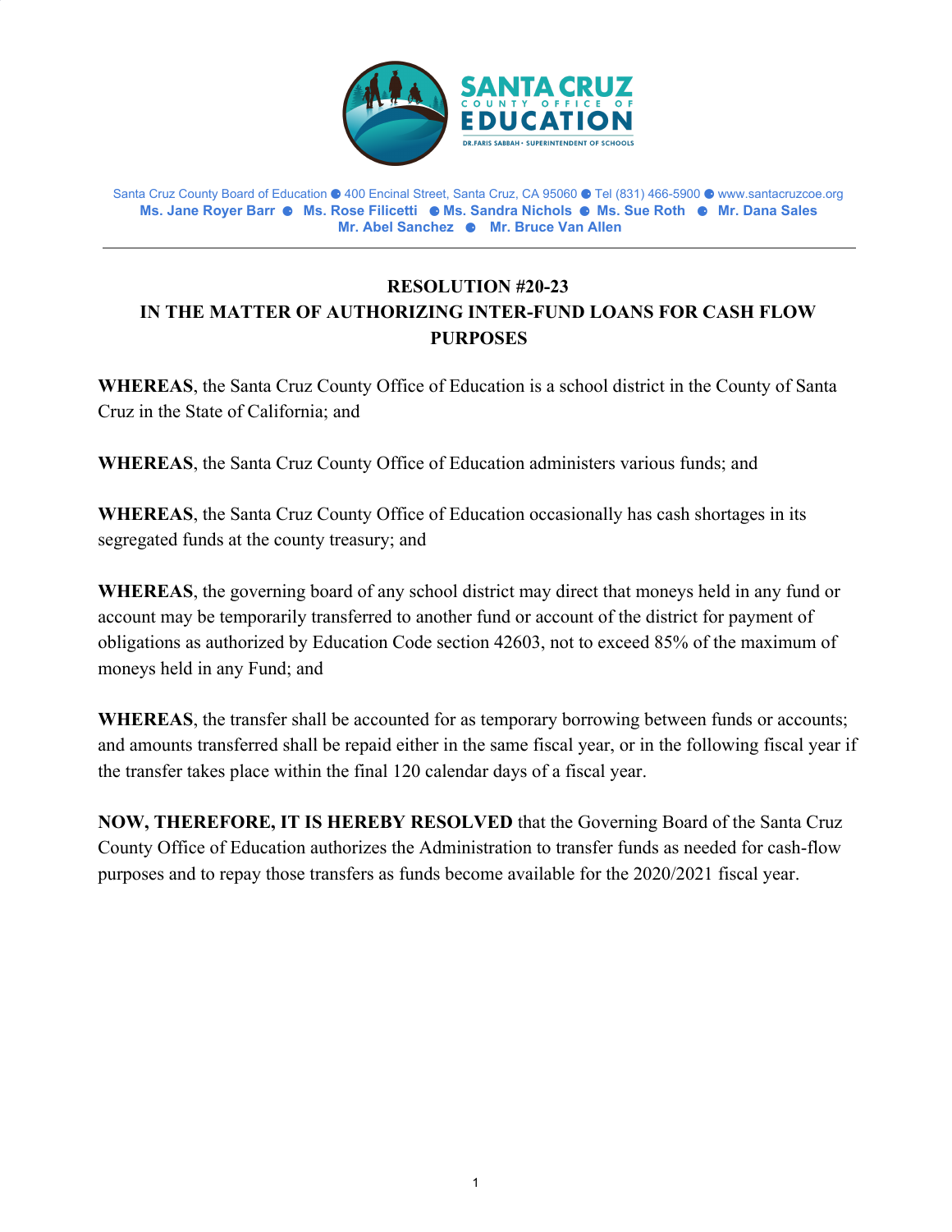SANTA CRUZ COUNTY OFFICE OF EDUCATION
DR.FARIS SABBAH • SUPERINTENDENT OF SCHOOLS

Santa Cruz County Board of Education • 400 Encinal Street, Santa Cruz, CA 95060 • Tel (831) 466-5900 • www.santacruzcoe.org
**Ms. Jane Royer Barr • Ms. Rose Filicetti • Ms. Sandra Nichols • Ms. Sue Roth • Mr. Dana Sales**
**Mr. Abel Sanchez • Mr. Bruce Van Allen**

---

**RESOLUTION #20-23**
**IN THE MATTER OF AUTHORIZING INTER-FUND LOANS FOR CASH FLOW PURPOSES**

**WHEREAS**, the Santa Cruz County Office of Education is a school district in the County of Santa Cruz in the State of California; and

**WHEREAS**, the Santa Cruz County Office of Education administers various funds; and

**WHEREAS**, the Santa Cruz County Office of Education occasionally has cash shortages in its segregated funds at the county treasury; and

**WHEREAS**, the governing board of any school district may direct that moneys held in any fund or account may be temporarily transferred to another fund or account of the district for payment of obligations as authorized by Education Code section 42603, not to exceed 85% of the maximum of moneys held in any Fund; and

**WHEREAS**, the transfer shall be accounted for as temporary borrowing between funds or accounts; and amounts transferred shall be repaid either in the same fiscal year, or in the following fiscal year if the transfer takes place within the final 120 calendar days of a fiscal year.

**NOW, THEREFORE, IT IS HEREBY RESOLVED** that the Governing Board of the Santa Cruz County Office of Education authorizes the Administration to transfer funds as needed for cash-flow purposes and to repay those transfers as funds become available for the 2020/2021 fiscal year.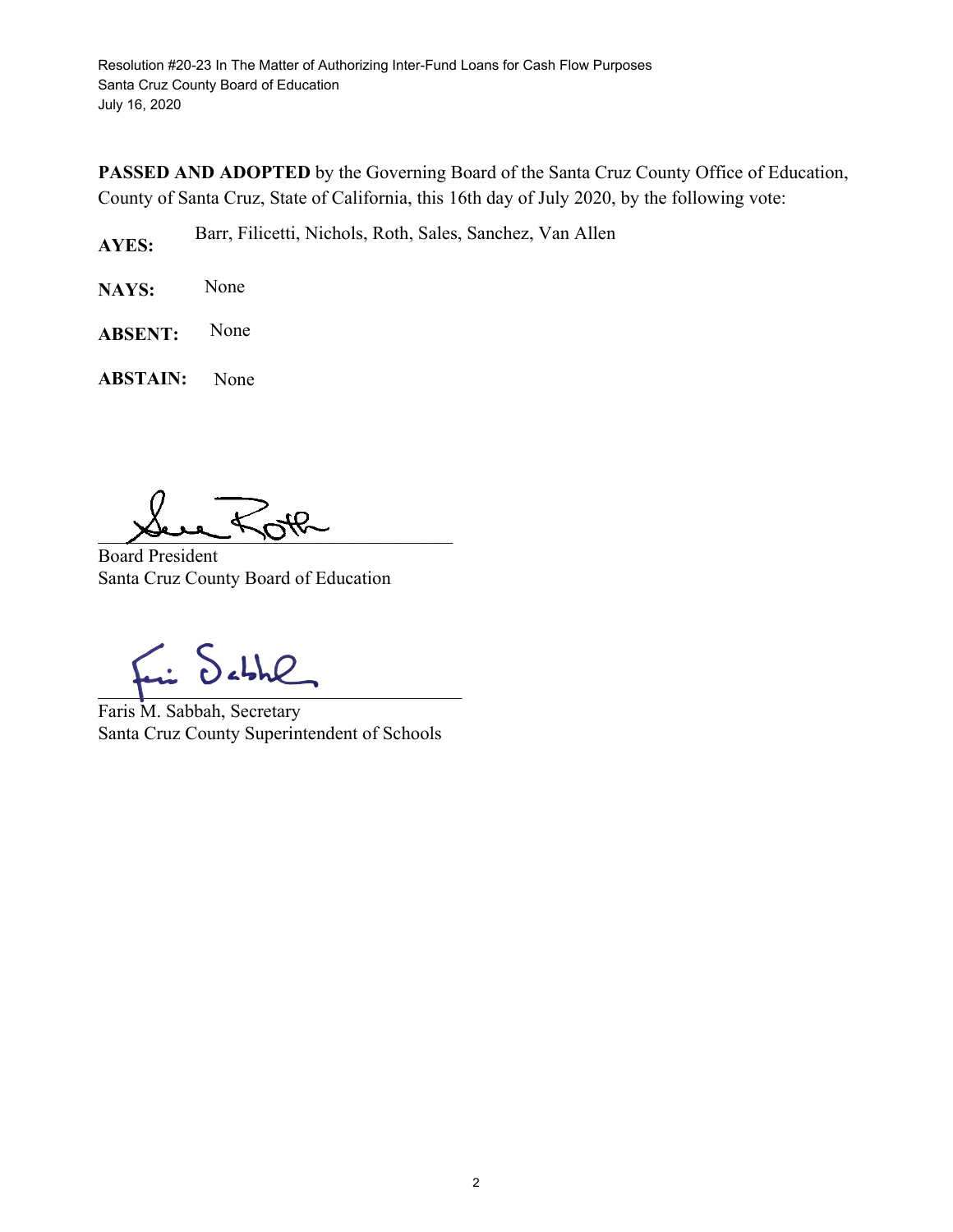Resolution #20-23 In The Matter of Authorizing Inter-Fund Loans for Cash Flow Purposes
Santa Cruz County Board of Education
July 16, 2020

**PASSED AND ADOPTED** by the Governing Board of the Santa Cruz County Office of Education, County of Santa Cruz, State of California, this 16th day of July 2020, by the following vote:

**AYES:** Barr, Filicetti, Nichols, Roth, Sales, Sanchez, Van Allen

**NAYS:** None

**ABSENT:** None

**ABSTAIN:** None

\_\_\_\_\_\_\_\_\_\_\_\_\_\_\_\_\_\_\_\_\_\_\_\_\_\_\_\_\_\_\_\_\_\_\_\_\_\_\_\_\_\_
Board President
Santa Cruz County Board of Education

\_\_\_\_\_\_\_\_\_\_\_\_\_\_\_\_\_\_\_\_\_\_\_\_\_\_\_\_\_\_\_\_\_\_\_\_\_\_\_\_\_\_
Faris M. Sabbah, Secretary
Santa Cruz County Superintendent of Schools